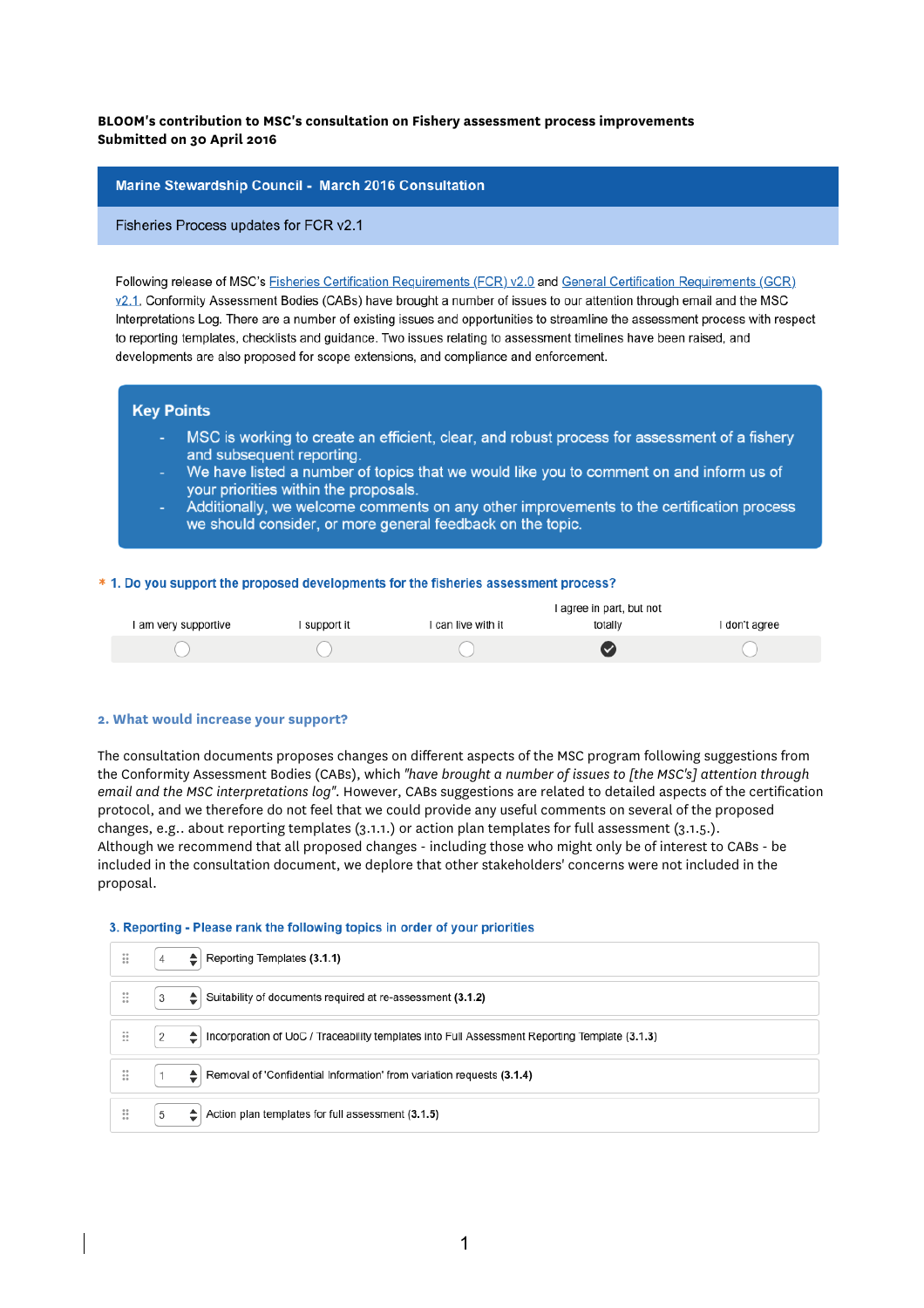**BLOOM's contribution to MSC's consultation on Fishery assessment process improvements**
**Submitted on 30 April 2016**

## Marine Stewardship Council - March 2016 Consultation

### Fisheries Process updates for FCR v2.1

Following release of MSC's Fisheries Certification Requirements (FCR) v2.0 and General Certification Requirements (GCR) v2.1, Conformity Assessment Bodies (CABs) have brought a number of issues to our attention through email and the MSC Interpretations Log. There are a number of existing issues and opportunities to streamline the assessment process with respect to reporting templates, checklists and guidance. Two issues relating to assessment timelines have been raised, and developments are also proposed for scope extensions, and compliance and enforcement.

**Key Points**

- MSC is working to create an efficient, clear, and robust process for assessment of a fishery and subsequent reporting.
- We have listed a number of topics that we would like you to comment on and inform us of your priorities within the proposals.
- Additionally, we welcome comments on any other improvements to the certification process we should consider, or more general feedback on the topic.

**\* 1. Do you support the proposed developments for the fisheries assessment process?**

| I am very supportive | I support it | I can live with it | I agree in part, but not totally | I don't agree |
|---|---|---|---|---|
| ○ | ○ | ○ | ● | ○ |

**2. What would increase your support?**

The consultation documents proposes changes on different aspects of the MSC program following suggestions from the Conformity Assessment Bodies (CABs), which *"have brought a number of issues to [the MSC's] attention through email and the MSC interpretations log"*. However, CABs suggestions are related to detailed aspects of the certification protocol, and we therefore do not feel that we could provide any useful comments on several of the proposed changes, e.g.. about reporting templates (3.1.1.) or action plan templates for full assessment (3.1.5.).
Although we recommend that all proposed changes - including those who might only be of interest to CABs - be included in the consultation document, we deplore that other stakeholders' concerns were not included in the proposal.

**3. Reporting - Please rank the following topics in order of your priorities**

| Rank | Topic |
|---|---|
| 4 | Reporting Templates **(3.1.1)** |
| 3 | Suitability of documents required at re-assessment **(3.1.2)** |
| 2 | Incorporation of UoC / Traceability templates into Full Assessment Reporting Template **(3.1.3)** |
| 1 | Removal of 'Confidential Information' from variation requests **(3.1.4)** |
| 5 | Action plan templates for full assessment **(3.1.5)** |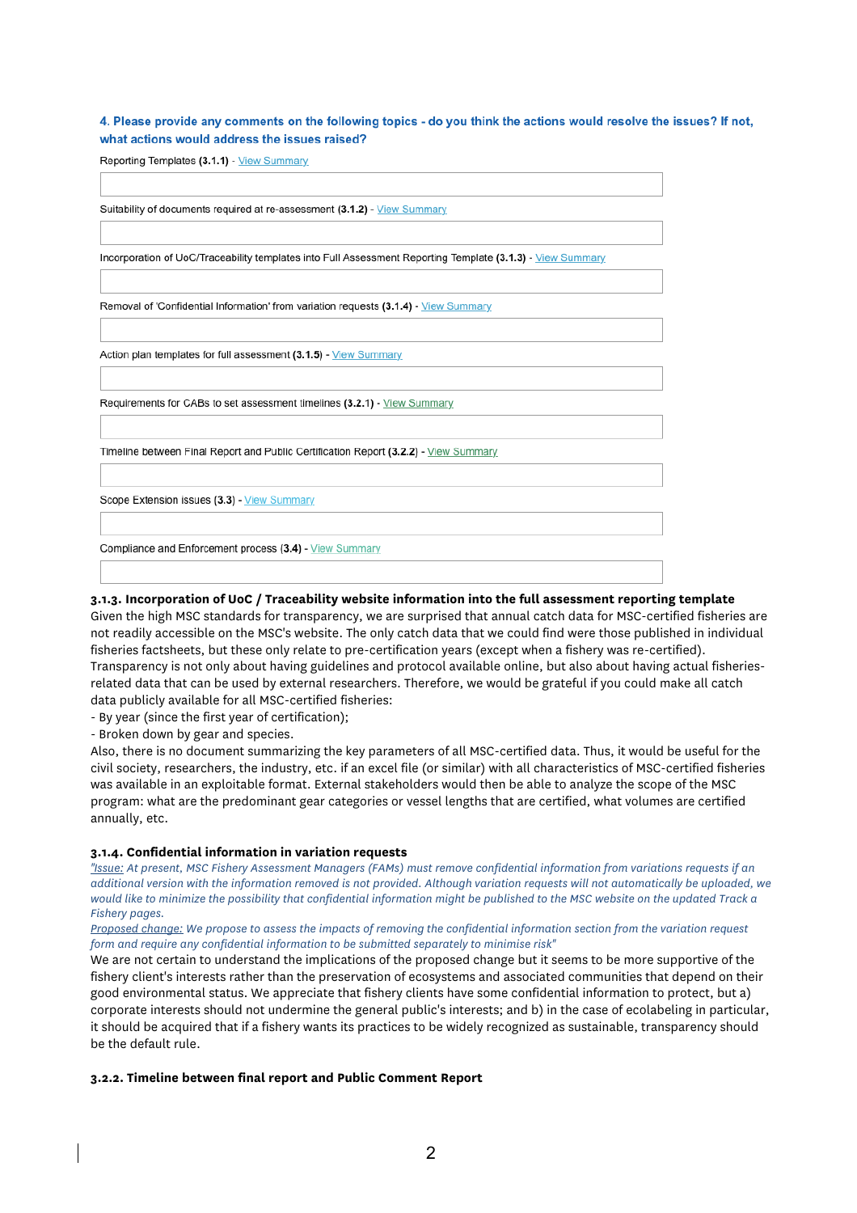**4. Please provide any comments on the following topics - do you think the actions would resolve the issues? If not, what actions would address the issues raised?**

Reporting Templates **(3.1.1)** - View Summary

Suitability of documents required at re-assessment **(3.1.2)** - View Summary

Incorporation of UoC/Traceability templates into Full Assessment Reporting Template **(3.1.3)** - View Summary

Removal of 'Confidential Information' from variation requests **(3.1.4)** - View Summary

Action plan templates for full assessment **(3.1.5)** - View Summary

Requirements for CABs to set assessment timelines **(3.2.1)** - View Summary

Timeline between Final Report and Public Certification Report **(3.2.2)** - View Summary

Scope Extension issues **(3.3)** - View Summary

Compliance and Enforcement process **(3.4)** - View Summary

### 3.1.3. Incorporation of UoC / Traceability website information into the full assessment reporting template

Given the high MSC standards for transparency, we are surprised that annual catch data for MSC-certified fisheries are not readily accessible on the MSC's website. The only catch data that we could find were those published in individual fisheries factsheets, but these only relate to pre-certification years (except when a fishery was re-certified). Transparency is not only about having guidelines and protocol available online, but also about having actual fisheries-related data that can be used by external researchers. Therefore, we would be grateful if you could make all catch data publicly available for all MSC-certified fisheries:

- By year (since the first year of certification);
- Broken down by gear and species.

Also, there is no document summarizing the key parameters of all MSC-certified data. Thus, it would be useful for the civil society, researchers, the industry, etc. if an excel file (or similar) with all characteristics of MSC-certified fisheries was available in an exploitable format. External stakeholders would then be able to analyze the scope of the MSC program: what are the predominant gear categories or vessel lengths that are certified, what volumes are certified annually, etc.

### 3.1.4. Confidential information in variation requests

*"Issue: At present, MSC Fishery Assessment Managers (FAMs) must remove confidential information from variations requests if an additional version with the information removed is not provided. Although variation requests will not automatically be uploaded, we would like to minimize the possibility that confidential information might be published to the MSC website on the updated Track a Fishery pages.*

*Proposed change: We propose to assess the impacts of removing the confidential information section from the variation request form and require any confidential information to be submitted separately to minimise risk"*

We are not certain to understand the implications of the proposed change but it seems to be more supportive of the fishery client's interests rather than the preservation of ecosystems and associated communities that depend on their good environmental status. We appreciate that fishery clients have some confidential information to protect, but a) corporate interests should not undermine the general public's interests; and b) in the case of ecolabeling in particular, it should be acquired that if a fishery wants its practices to be widely recognized as sustainable, transparency should be the default rule.

### 3.2.2. Timeline between final report and Public Comment Report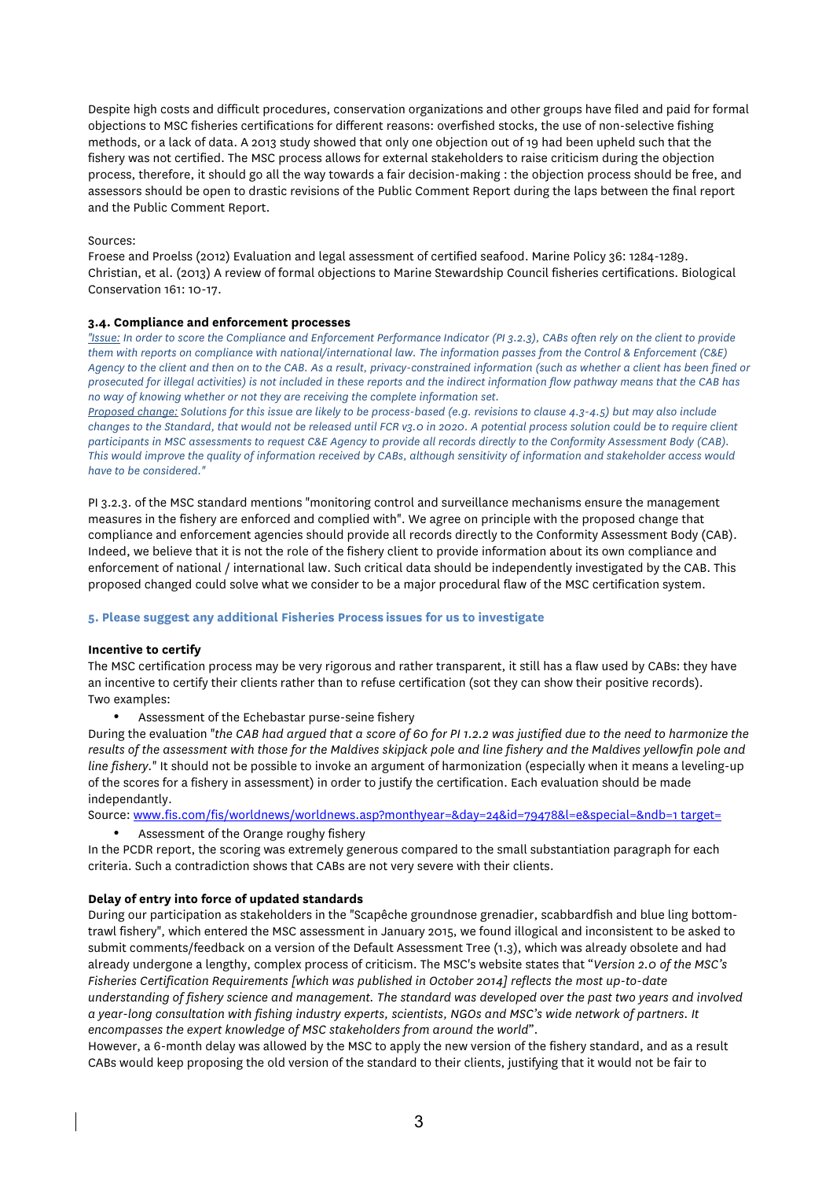Despite high costs and difficult procedures, conservation organizations and other groups have filed and paid for formal objections to MSC fisheries certifications for different reasons: overfished stocks, the use of non-selective fishing methods, or a lack of data. A 2013 study showed that only one objection out of 19 had been upheld such that the fishery was not certified. The MSC process allows for external stakeholders to raise criticism during the objection process, therefore, it should go all the way towards a fair decision-making : the objection process should be free, and assessors should be open to drastic revisions of the Public Comment Report during the laps between the final report and the Public Comment Report.

Sources:
Froese and Proelss (2012) Evaluation and legal assessment of certified seafood. Marine Policy 36: 1284-1289.
Christian, et al. (2013) A review of formal objections to Marine Stewardship Council fisheries certifications. Biological Conservation 161: 10-17.

### 3.4. Compliance and enforcement processes

*"Issue: In order to score the Compliance and Enforcement Performance Indicator (PI 3.2.3), CABs often rely on the client to provide them with reports on compliance with national/international law. The information passes from the Control & Enforcement (C&E) Agency to the client and then on to the CAB. As a result, privacy-constrained information (such as whether a client has been fined or prosecuted for illegal activities) is not included in these reports and the indirect information flow pathway means that the CAB has no way of knowing whether or not they are receiving the complete information set.*
*Proposed change: Solutions for this issue are likely to be process-based (e.g. revisions to clause 4.3-4.5) but may also include changes to the Standard, that would not be released until FCR v3.0 in 2020. A potential process solution could be to require client participants in MSC assessments to request C&E Agency to provide all records directly to the Conformity Assessment Body (CAB). This would improve the quality of information received by CABs, although sensitivity of information and stakeholder access would have to be considered."*

PI 3.2.3. of the MSC standard mentions "monitoring control and surveillance mechanisms ensure the management measures in the fishery are enforced and complied with". We agree on principle with the proposed change that compliance and enforcement agencies should provide all records directly to the Conformity Assessment Body (CAB). Indeed, we believe that it is not the role of the fishery client to provide information about its own compliance and enforcement of national / international law. Such critical data should be independently investigated by the CAB. This proposed changed could solve what we consider to be a major procedural flaw of the MSC certification system.

## 5. Please suggest any additional Fisheries Process issues for us to investigate

**Incentive to certify**

The MSC certification process may be very rigorous and rather transparent, it still has a flaw used by CABs: they have an incentive to certify their clients rather than to refuse certification (sot they can show their positive records).
Two examples:

- Assessment of the Echebastar purse-seine fishery

During the evaluation "*the CAB had argued that a score of 60 for PI 1.2.2 was justified due to the need to harmonize the results of the assessment with those for the Maldives skipjack pole and line fishery and the Maldives yellowfin pole and line fishery.*" It should not be possible to invoke an argument of harmonization (especially when it means a leveling-up of the scores for a fishery in assessment) in order to justify the certification. Each evaluation should be made independantly.
Source: www.fis.com/fis/worldnews/worldnews.asp?monthyear=&day=24&id=79478&l=e&special=&ndb=1 target=

- Assessment of the Orange roughy fishery

In the PCDR report, the scoring was extremely generous compared to the small substantiation paragraph for each criteria. Such a contradiction shows that CABs are not very severe with their clients.

**Delay of entry into force of updated standards**

During our participation as stakeholders in the "Scapêche groundnose grenadier, scabbardfish and blue ling bottom-trawl fishery", which entered the MSC assessment in January 2015, we found illogical and inconsistent to be asked to submit comments/feedback on a version of the Default Assessment Tree (1.3), which was already obsolete and had already undergone a lengthy, complex process of criticism. The MSC's website states that "*Version 2.0 of the MSC's Fisheries Certification Requirements [which was published in October 2014] reflects the most up-to-date understanding of fishery science and management. The standard was developed over the past two years and involved a year-long consultation with fishing industry experts, scientists, NGOs and MSC's wide network of partners. It encompasses the expert knowledge of MSC stakeholders from around the world*".
However, a 6-month delay was allowed by the MSC to apply the new version of the fishery standard, and as a result CABs would keep proposing the old version of the standard to their clients, justifying that it would not be fair to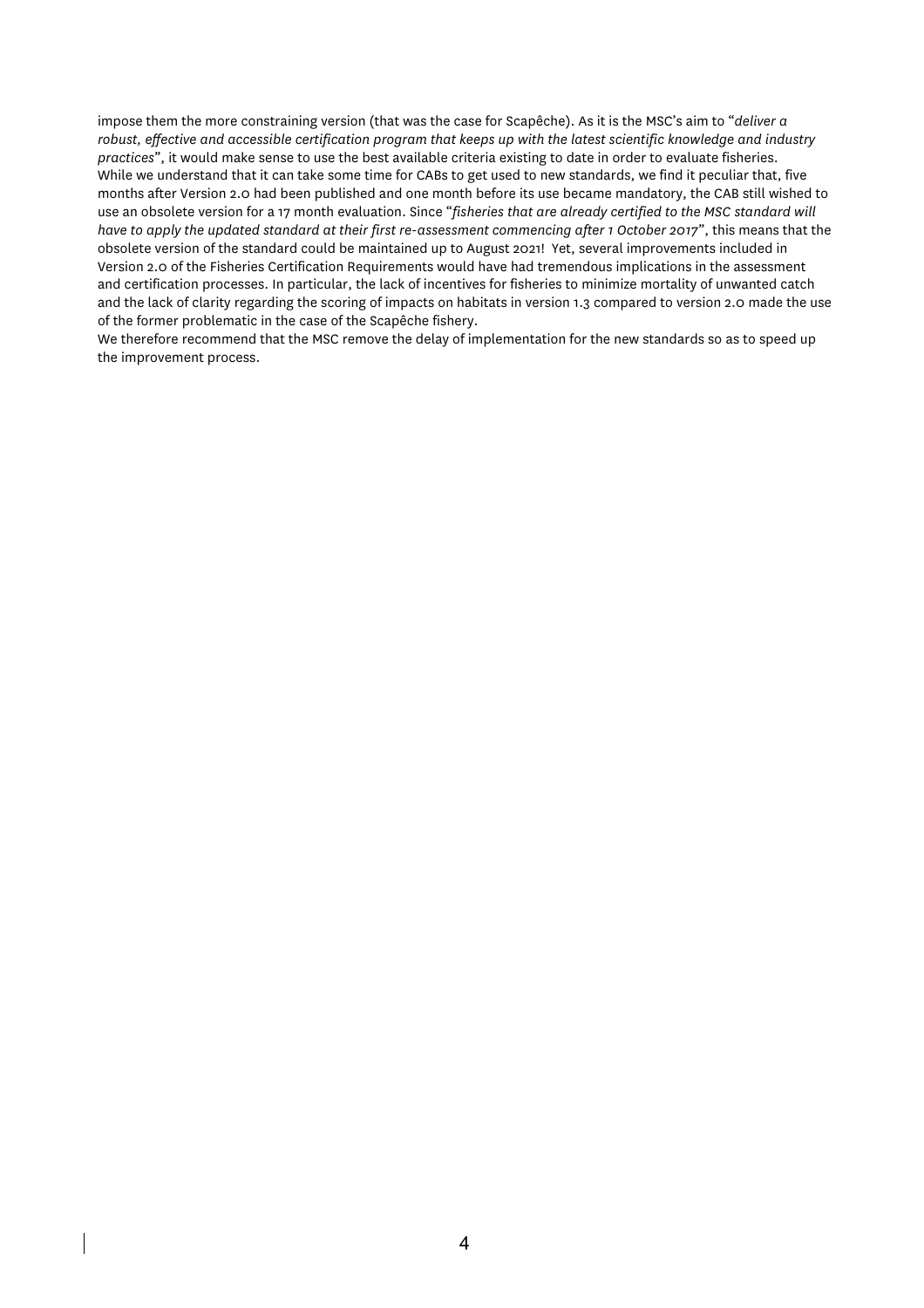impose them the more constraining version (that was the case for Scapêche). As it is the MSC's aim to "*deliver a robust, effective and accessible certification program that keeps up with the latest scientific knowledge and industry practices*", it would make sense to use the best available criteria existing to date in order to evaluate fisheries.

While we understand that it can take some time for CABs to get used to new standards, we find it peculiar that, five months after Version 2.0 had been published and one month before its use became mandatory, the CAB still wished to use an obsolete version for a 17 month evaluation. Since "*fisheries that are already certified to the MSC standard will have to apply the updated standard at their first re-assessment commencing after 1 October 2017*", this means that the obsolete version of the standard could be maintained up to August 2021! Yet, several improvements included in Version 2.0 of the Fisheries Certification Requirements would have had tremendous implications in the assessment and certification processes. In particular, the lack of incentives for fisheries to minimize mortality of unwanted catch and the lack of clarity regarding the scoring of impacts on habitats in version 1.3 compared to version 2.0 made the use of the former problematic in the case of the Scapêche fishery.

We therefore recommend that the MSC remove the delay of implementation for the new standards so as to speed up the improvement process.